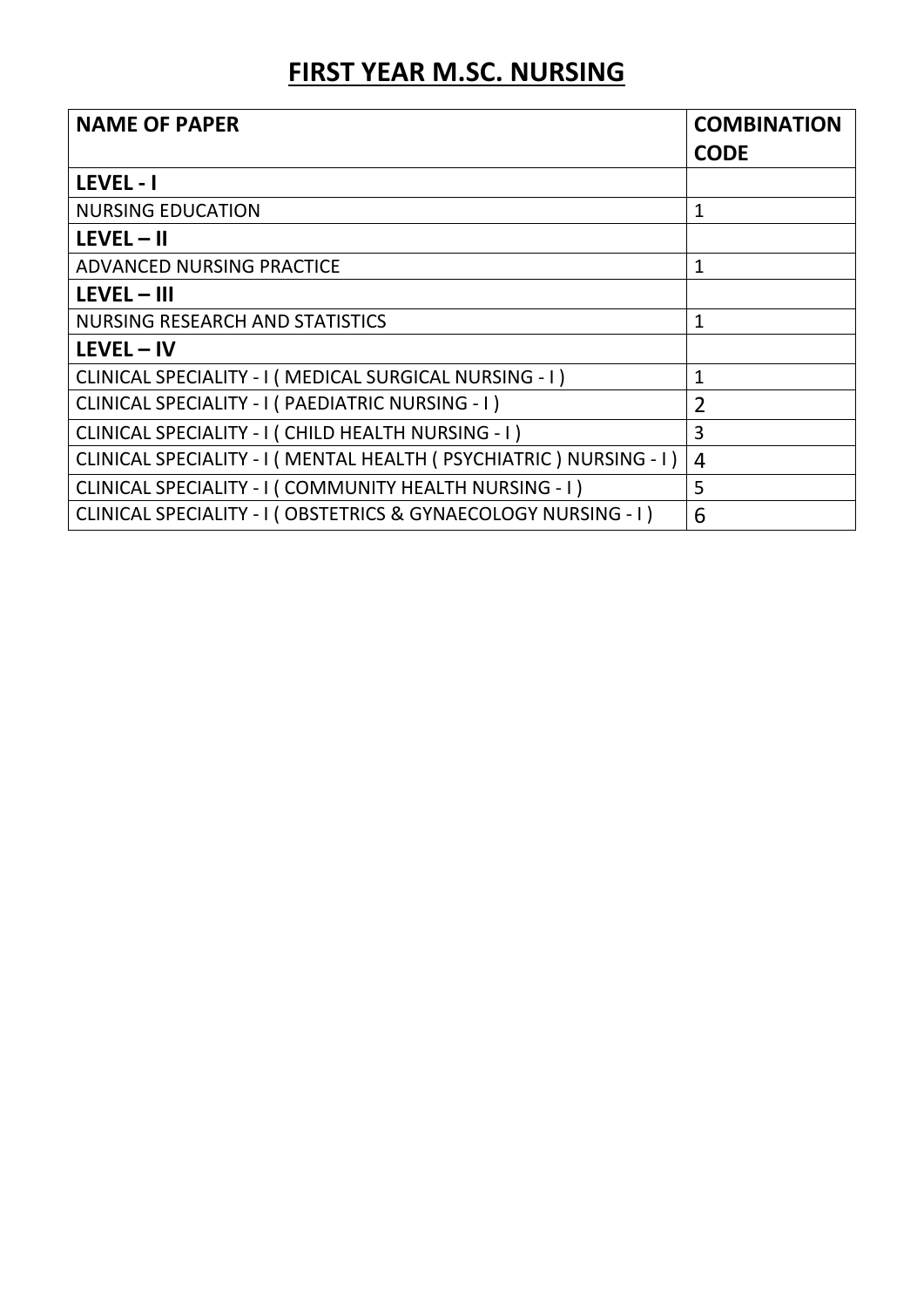# FIRST YEAR M.SC. NURSING

| NAME OF PAPER | COMBINATION CODE |
|---|---|
| **LEVEL - I** | |
| NURSING EDUCATION | 1 |
| **LEVEL – II** | |
| ADVANCED NURSING PRACTICE | 1 |
| **LEVEL – III** | |
| NURSING RESEARCH AND STATISTICS | 1 |
| **LEVEL – IV** | |
| CLINICAL SPECIALITY - I ( MEDICAL SURGICAL NURSING - I ) | 1 |
| CLINICAL SPECIALITY - I ( PAEDIATRIC NURSING - I ) | 2 |
| CLINICAL SPECIALITY - I ( CHILD HEALTH NURSING - I ) | 3 |
| CLINICAL SPECIALITY - I ( MENTAL HEALTH ( PSYCHIATRIC ) NURSING - I ) | 4 |
| CLINICAL SPECIALITY - I ( COMMUNITY HEALTH NURSING - I ) | 5 |
| CLINICAL SPECIALITY - I ( OBSTETRICS & GYNAECOLOGY NURSING - I ) | 6 |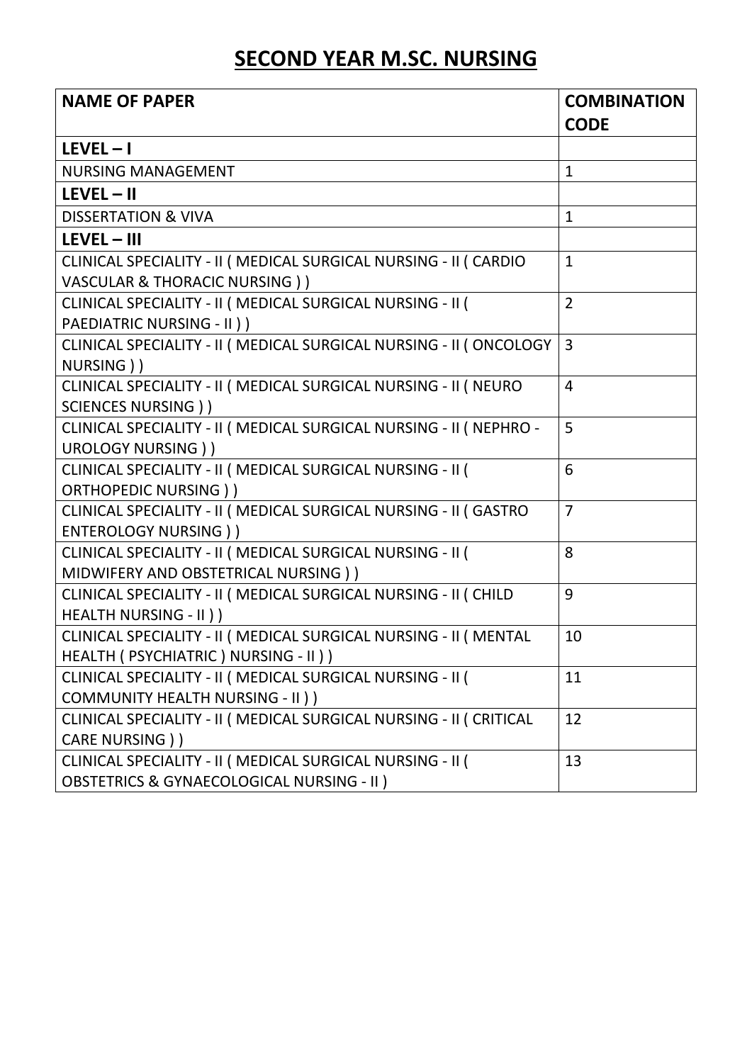# SECOND YEAR M.SC. NURSING

| NAME OF PAPER | COMBINATION CODE |
|---|---|
| **LEVEL – I** | |
| NURSING MANAGEMENT | 1 |
| **LEVEL – II** | |
| DISSERTATION & VIVA | 1 |
| **LEVEL – III** | |
| CLINICAL SPECIALITY - II ( MEDICAL SURGICAL NURSING - II ( CARDIO VASCULAR & THORACIC NURSING ) ) | 1 |
| CLINICAL SPECIALITY - II ( MEDICAL SURGICAL NURSING - II ( PAEDIATRIC NURSING - II ) ) | 2 |
| CLINICAL SPECIALITY - II ( MEDICAL SURGICAL NURSING - II ( ONCOLOGY NURSING ) ) | 3 |
| CLINICAL SPECIALITY - II ( MEDICAL SURGICAL NURSING - II ( NEURO SCIENCES NURSING ) ) | 4 |
| CLINICAL SPECIALITY - II ( MEDICAL SURGICAL NURSING - II ( NEPHRO - UROLOGY NURSING ) ) | 5 |
| CLINICAL SPECIALITY - II ( MEDICAL SURGICAL NURSING - II ( ORTHOPEDIC NURSING ) ) | 6 |
| CLINICAL SPECIALITY - II ( MEDICAL SURGICAL NURSING - II ( GASTRO ENTEROLOGY NURSING ) ) | 7 |
| CLINICAL SPECIALITY - II ( MEDICAL SURGICAL NURSING - II ( MIDWIFERY AND OBSTETRICAL NURSING ) ) | 8 |
| CLINICAL SPECIALITY - II ( MEDICAL SURGICAL NURSING - II ( CHILD HEALTH NURSING - II ) ) | 9 |
| CLINICAL SPECIALITY - II ( MEDICAL SURGICAL NURSING - II ( MENTAL HEALTH ( PSYCHIATRIC ) NURSING - II ) ) | 10 |
| CLINICAL SPECIALITY - II ( MEDICAL SURGICAL NURSING - II ( COMMUNITY HEALTH NURSING - II ) ) | 11 |
| CLINICAL SPECIALITY - II ( MEDICAL SURGICAL NURSING - II ( CRITICAL CARE NURSING ) ) | 12 |
| CLINICAL SPECIALITY - II ( MEDICAL SURGICAL NURSING - II ( OBSTETRICS & GYNAECOLOGICAL NURSING - II ) | 13 |